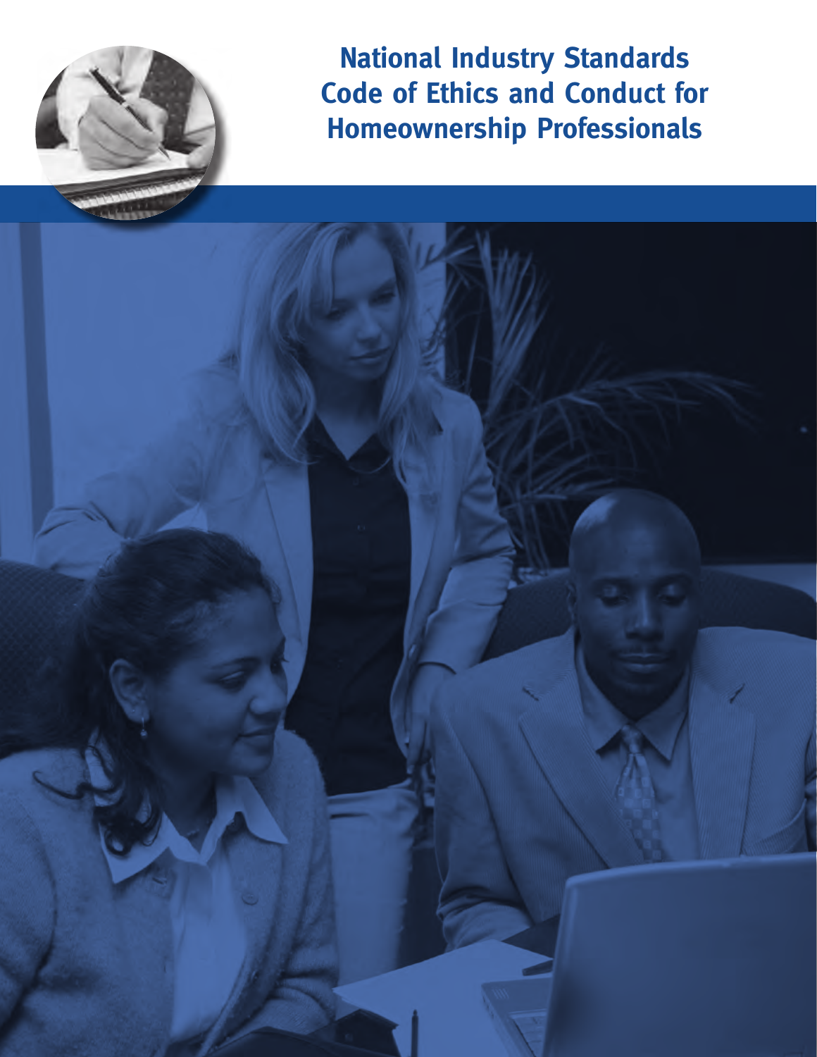# National Industry Standards Code of Ethics and Conduct for Homeownership Professionals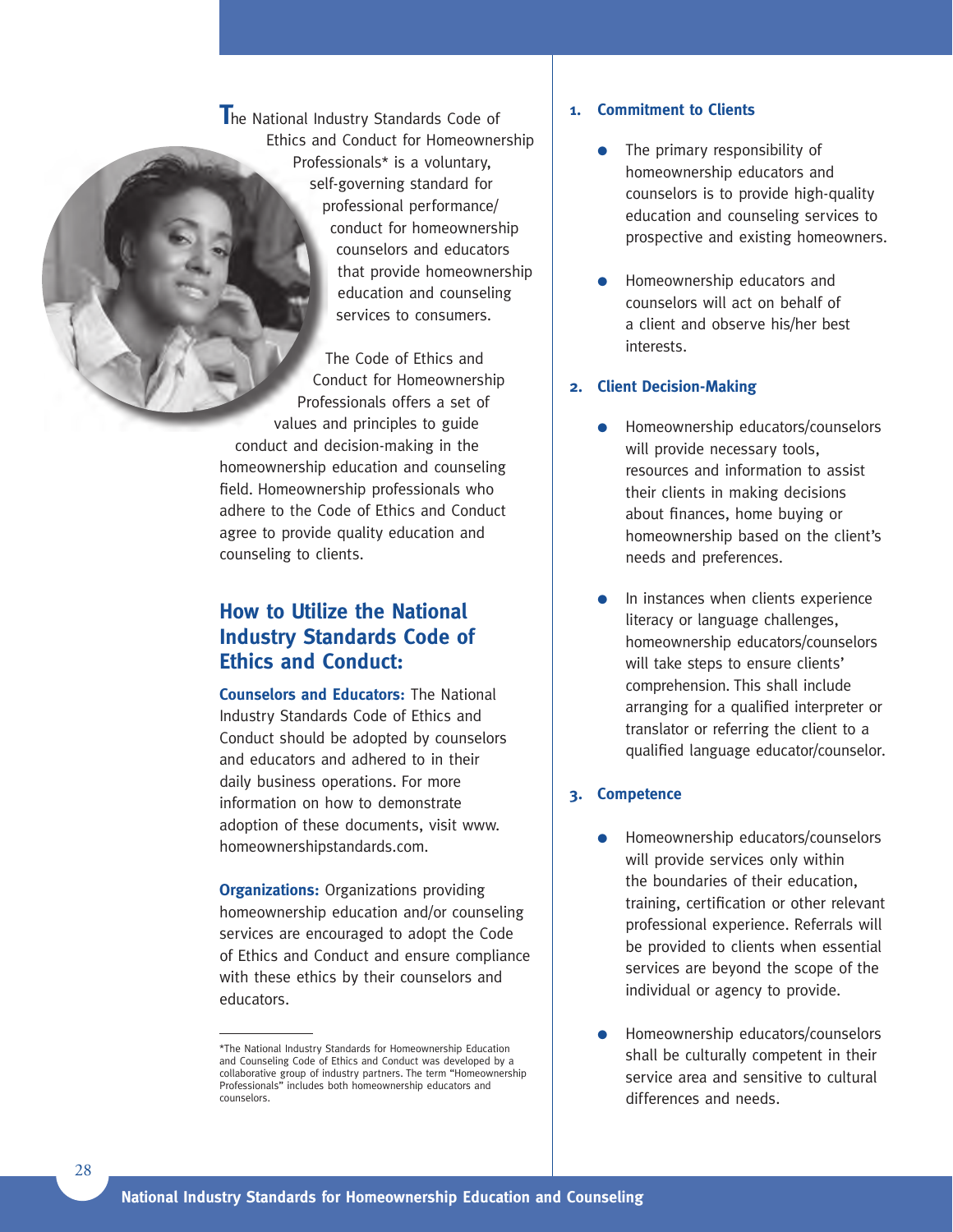The National Industry Standards Code of Ethics and Conduct for Homeownership Professionals* is a voluntary, self-governing standard for professional performance/conduct for homeownership counselors and educators that provide homeownership education and counseling services to consumers.

The Code of Ethics and Conduct for Homeownership Professionals offers a set of values and principles to guide conduct and decision-making in the homeownership education and counseling field. Homeownership professionals who adhere to the Code of Ethics and Conduct agree to provide quality education and counseling to clients.

## How to Utilize the National Industry Standards Code of Ethics and Conduct:

**Counselors and Educators:** The National Industry Standards Code of Ethics and Conduct should be adopted by counselors and educators and adhered to in their daily business operations. For more information on how to demonstrate adoption of these documents, visit www.homeownershipstandards.com.

**Organizations:** Organizations providing homeownership education and/or counseling services are encouraged to adopt the Code of Ethics and Conduct and ensure compliance with these ethics by their counselors and educators.

*The National Industry Standards for Homeownership Education and Counseling Code of Ethics and Conduct was developed by a collaborative group of industry partners. The term "Homeownership Professionals" includes both homeownership educators and counselors.

### 1. Commitment to Clients

- The primary responsibility of homeownership educators and counselors is to provide high-quality education and counseling services to prospective and existing homeowners.
- Homeownership educators and counselors will act on behalf of a client and observe his/her best interests.

### 2. Client Decision-Making

- Homeownership educators/counselors will provide necessary tools, resources and information to assist their clients in making decisions about finances, home buying or homeownership based on the client's needs and preferences.
- In instances when clients experience literacy or language challenges, homeownership educators/counselors will take steps to ensure clients' comprehension. This shall include arranging for a qualified interpreter or translator or referring the client to a qualified language educator/counselor.

### 3. Competence

- Homeownership educators/counselors will provide services only within the boundaries of their education, training, certification or other relevant professional experience. Referrals will be provided to clients when essential services are beyond the scope of the individual or agency to provide.
- Homeownership educators/counselors shall be culturally competent in their service area and sensitive to cultural differences and needs.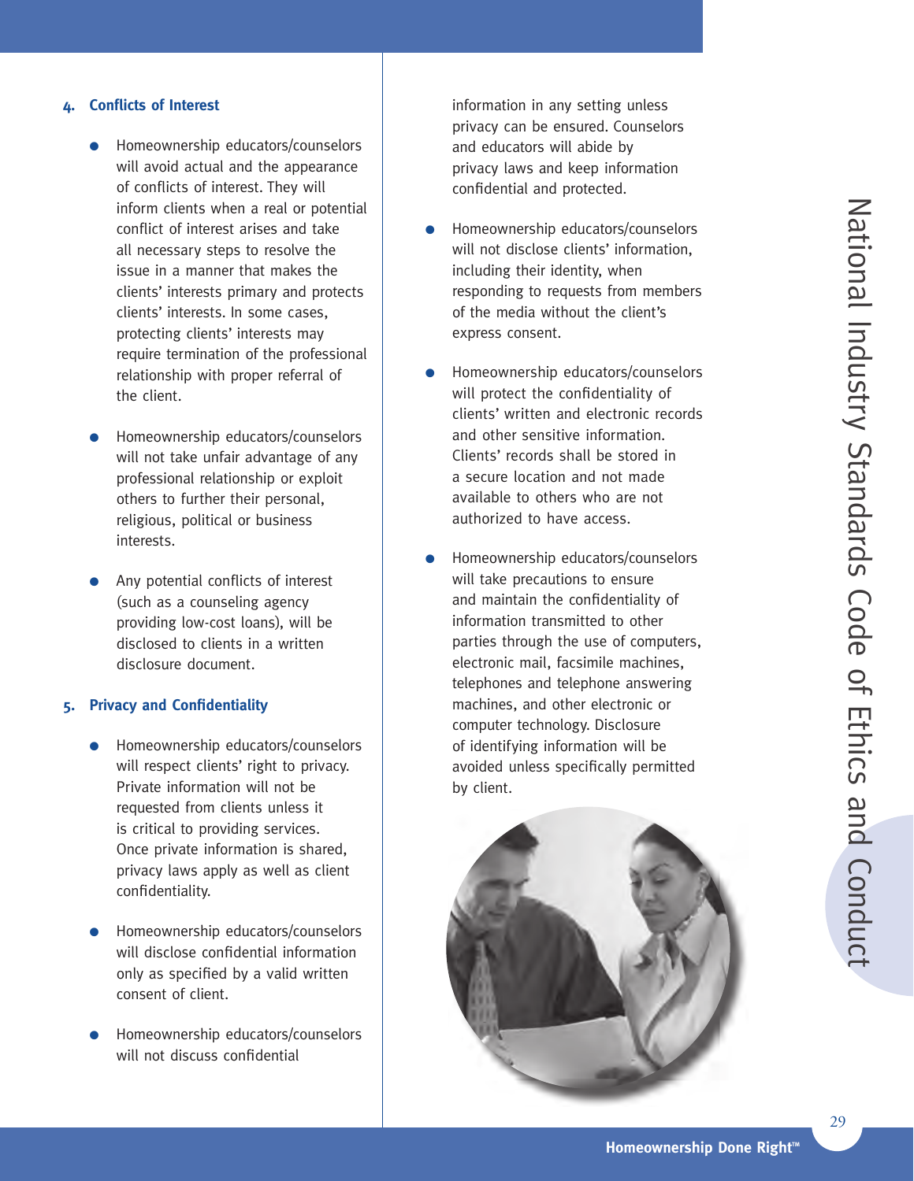## 4. Conflicts of Interest

- Homeownership educators/counselors will avoid actual and the appearance of conflicts of interest. They will inform clients when a real or potential conflict of interest arises and take all necessary steps to resolve the issue in a manner that makes the clients' interests primary and protects clients' interests. In some cases, protecting clients' interests may require termination of the professional relationship with proper referral of the client.

- Homeownership educators/counselors will not take unfair advantage of any professional relationship or exploit others to further their personal, religious, political or business interests.

- Any potential conflicts of interest (such as a counseling agency providing low-cost loans), will be disclosed to clients in a written disclosure document.

## 5. Privacy and Confidentiality

- Homeownership educators/counselors will respect clients' right to privacy. Private information will not be requested from clients unless it is critical to providing services. Once private information is shared, privacy laws apply as well as client confidentiality.

- Homeownership educators/counselors will disclose confidential information only as specified by a valid written consent of client.

- Homeownership educators/counselors will not discuss confidential information in any setting unless privacy can be ensured. Counselors and educators will abide by privacy laws and keep information confidential and protected.

- Homeownership educators/counselors will not disclose clients' information, including their identity, when responding to requests from members of the media without the client's express consent.

- Homeownership educators/counselors will protect the confidentiality of clients' written and electronic records and other sensitive information. Clients' records shall be stored in a secure location and not made available to others who are not authorized to have access.

- Homeownership educators/counselors will take precautions to ensure and maintain the confidentiality of information transmitted to other parties through the use of computers, electronic mail, facsimile machines, telephones and telephone answering machines, and other electronic or computer technology. Disclosure of identifying information will be avoided unless specifically permitted by client.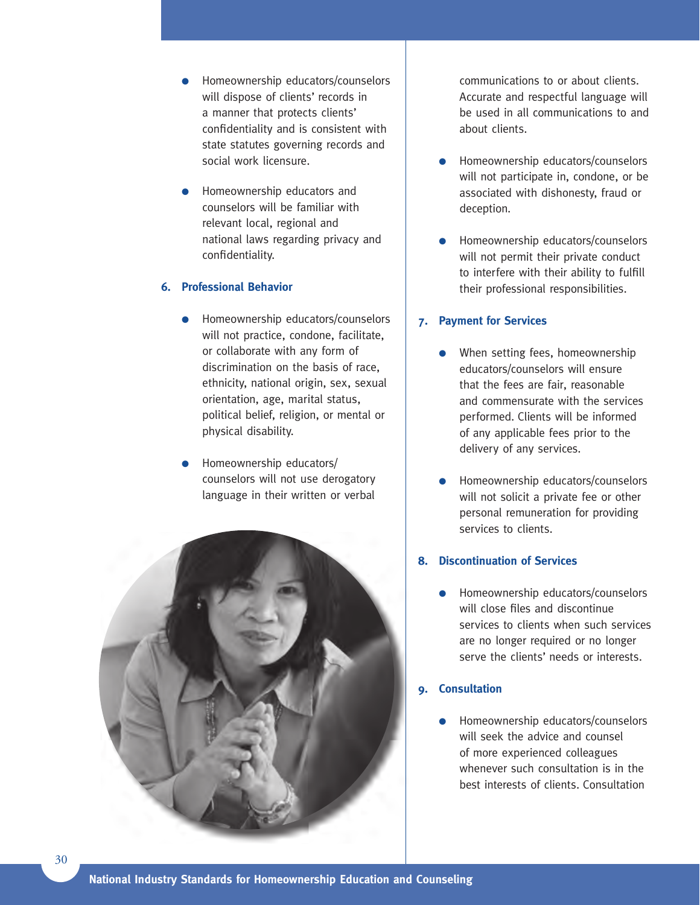- Homeownership educators/counselors will dispose of clients' records in a manner that protects clients' confidentiality and is consistent with state statutes governing records and social work licensure.

- Homeownership educators and counselors will be familiar with relevant local, regional and national laws regarding privacy and confidentiality.

### 6. Professional Behavior

- Homeownership educators/counselors will not practice, condone, facilitate, or collaborate with any form of discrimination on the basis of race, ethnicity, national origin, sex, sexual orientation, age, marital status, political belief, religion, or mental or physical disability.

- Homeownership educators/counselors will not use derogatory language in their written or verbal communications to or about clients. Accurate and respectful language will be used in all communications to and about clients.

- Homeownership educators/counselors will not participate in, condone, or be associated with dishonesty, fraud or deception.

- Homeownership educators/counselors will not permit their private conduct to interfere with their ability to fulfill their professional responsibilities.

### 7. Payment for Services

- When setting fees, homeownership educators/counselors will ensure that the fees are fair, reasonable and commensurate with the services performed. Clients will be informed of any applicable fees prior to the delivery of any services.

- Homeownership educators/counselors will not solicit a private fee or other personal remuneration for providing services to clients.

### 8. Discontinuation of Services

- Homeownership educators/counselors will close files and discontinue services to clients when such services are no longer required or no longer serve the clients' needs or interests.

### 9. Consultation

- Homeownership educators/counselors will seek the advice and counsel of more experienced colleagues whenever such consultation is in the best interests of clients. Consultation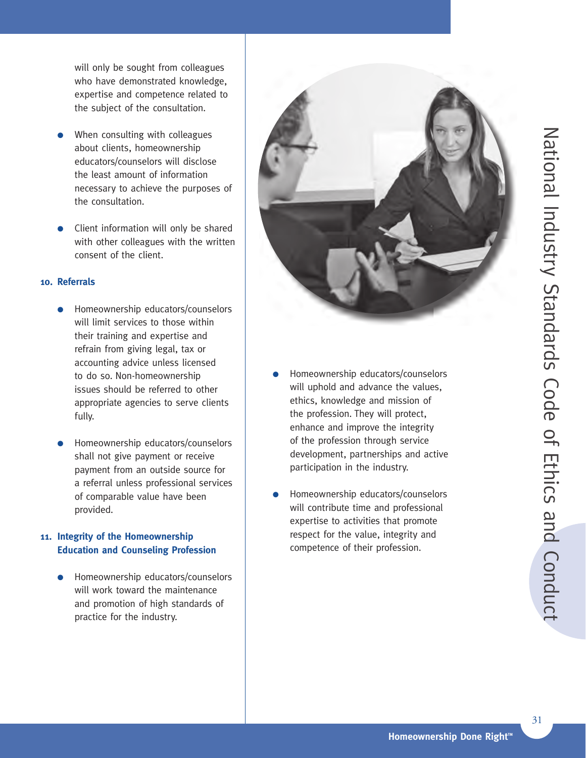will only be sought from colleagues who have demonstrated knowledge, expertise and competence related to the subject of the consultation.

- When consulting with colleagues about clients, homeownership educators/counselors will disclose the least amount of information necessary to achieve the purposes of the consultation.
- Client information will only be shared with other colleagues with the written consent of the client.

## 10. Referrals

- Homeownership educators/counselors will limit services to those within their training and expertise and refrain from giving legal, tax or accounting advice unless licensed to do so. Non-homeownership issues should be referred to other appropriate agencies to serve clients fully.
- Homeownership educators/counselors shall not give payment or receive payment from an outside source for a referral unless professional services of comparable value have been provided.

## 11. Integrity of the Homeownership Education and Counseling Profession

- Homeownership educators/counselors will work toward the maintenance and promotion of high standards of practice for the industry.
- Homeownership educators/counselors will uphold and advance the values, ethics, knowledge and mission of the profession. They will protect, enhance and improve the integrity of the profession through service development, partnerships and active participation in the industry.
- Homeownership educators/counselors will contribute time and professional expertise to activities that promote respect for the value, integrity and competence of their profession.